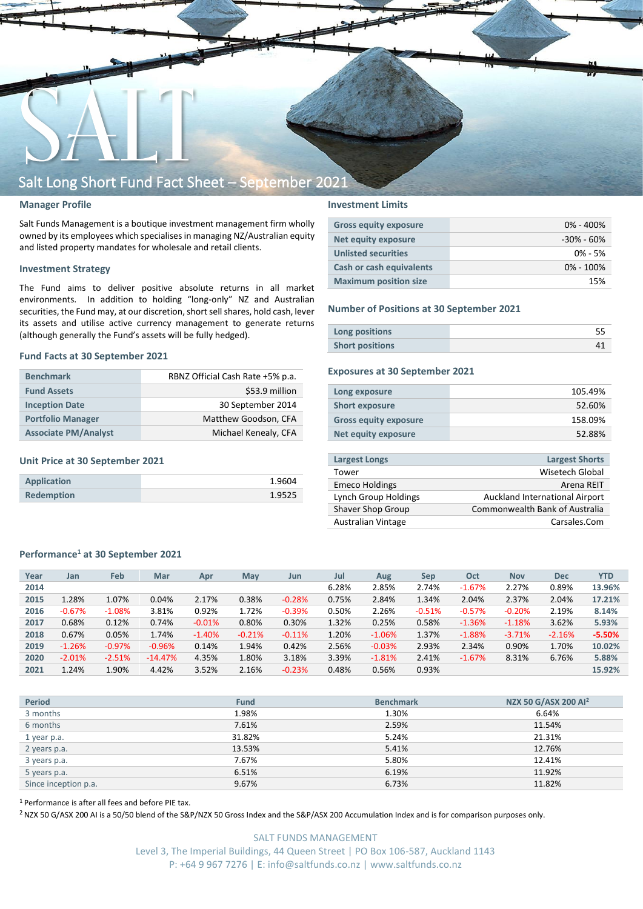# Salt Long Short Fund Fact Sheet – September 2021

## Manager Profile

Salt Funds Management is a boutique investment management firm wholly owned by its employees which specialises in managing NZ/Australian equity and listed property mandates for wholesale and retail clients.

## Investment Strategy

The Fund aims to deliver positive absolute returns in all market environments. In addition to holding "long-only" NZ and Australian securities, the Fund may, at our discretion, short sell shares, hold cash, lever its assets and utilise active currency management to generate returns (although generally the Fund's assets will be fully hedged).

## Fund Facts at 30 September 2021

| | |
|---|---|
| **Benchmark** | RBNZ Official Cash Rate +5% p.a. |
| **Fund Assets** | $53.9 million |
| **Inception Date** | 30 September 2014 |
| **Portfolio Manager** | Matthew Goodson, CFA |
| **Associate PM/Analyst** | Michael Kenealy, CFA |

## Unit Price at 30 September 2021

| | |
|---|---|
| **Application** | 1.9604 |
| **Redemption** | 1.9525 |

## Investment Limits

| | |
|---|---|
| **Gross equity exposure** | 0% - 400% |
| **Net equity exposure** | -30% - 60% |
| **Unlisted securities** | 0% - 5% |
| **Cash or cash equivalents** | 0% - 100% |
| **Maximum position size** | 15% |

## Number of Positions at 30 September 2021

| | |
|---|---|
| **Long positions** | 55 |
| **Short positions** | 41 |

## Exposures at 30 September 2021

| | |
|---|---|
| **Long exposure** | 105.49% |
| **Short exposure** | 52.60% |
| **Gross equity exposure** | 158.09% |
| **Net equity exposure** | 52.88% |

| Largest Longs | Largest Shorts |
|---|---|
| Tower | Wisetech Global |
| Emeco Holdings | Arena REIT |
| Lynch Group Holdings | Auckland International Airport |
| Shaver Shop Group | Commonwealth Bank of Australia |
| Australian Vintage | Carsales.Com |

## Performance[1] at 30 September 2021

| Year | Jan | Feb | Mar | Apr | May | Jun | Jul | Aug | Sep | Oct | Nov | Dec | YTD |
|---|---|---|---|---|---|---|---|---|---|---|---|---|---|
| 2014 | | | | | | | 6.28% | 2.85% | 2.74% | -1.67% | 2.27% | 0.89% | 13.96% |
| 2015 | 1.28% | 1.07% | 0.04% | 2.17% | 0.38% | -0.28% | 0.75% | 2.84% | 1.34% | 2.04% | 2.37% | 2.04% | 17.21% |
| 2016 | -0.67% | -1.08% | 3.81% | 0.92% | 1.72% | -0.39% | 0.50% | 2.26% | -0.51% | -0.57% | -0.20% | 2.19% | 8.14% |
| 2017 | 0.68% | 0.12% | 0.74% | -0.01% | 0.80% | 0.30% | 1.32% | 0.25% | 0.58% | -1.36% | -1.18% | 3.62% | 5.93% |
| 2018 | 0.67% | 0.05% | 1.74% | -1.40% | -0.21% | -0.11% | 1.20% | -1.06% | 1.37% | -1.88% | -3.71% | -2.16% | -5.50% |
| 2019 | -1.26% | -0.97% | -0.96% | 0.14% | 1.94% | 0.42% | 2.56% | -0.03% | 2.93% | 2.34% | 0.90% | 1.70% | 10.02% |
| 2020 | -2.01% | -2.51% | -14.47% | 4.35% | 1.80% | 3.18% | 3.39% | -1.81% | 2.41% | -1.67% | 8.31% | 6.76% | 5.88% |
| 2021 | 1.24% | 1.90% | 4.42% | 3.52% | 2.16% | -0.23% | 0.48% | 0.56% | 0.93% | | | | 15.92% |

| Period | Fund | Benchmark | NZX 50 G/ASX 200 AI[2] |
|---|---|---|---|
| 3 months | 1.98% | 1.30% | 6.64% |
| 6 months | 7.61% | 2.59% | 11.54% |
| 1 year p.a. | 31.82% | 5.24% | 21.31% |
| 2 years p.a. | 13.53% | 5.41% | 12.76% |
| 3 years p.a. | 7.67% | 5.80% | 12.41% |
| 5 years p.a. | 6.51% | 6.19% | 11.92% |
| Since inception p.a. | 9.67% | 6.73% | 11.82% |

[1] Performance is after all fees and before PIE tax.

[2] NZX 50 G/ASX 200 AI is a 50/50 blend of the S&P/NZX 50 Gross Index and the S&P/ASX 200 Accumulation Index and is for comparison purposes only.

SALT FUNDS MANAGEMENT
Level 3, The Imperial Buildings, 44 Queen Street | PO Box 106-587, Auckland 1143
P: +64 9 967 7276 | E: info@saltfunds.co.nz | www.saltfunds.co.nz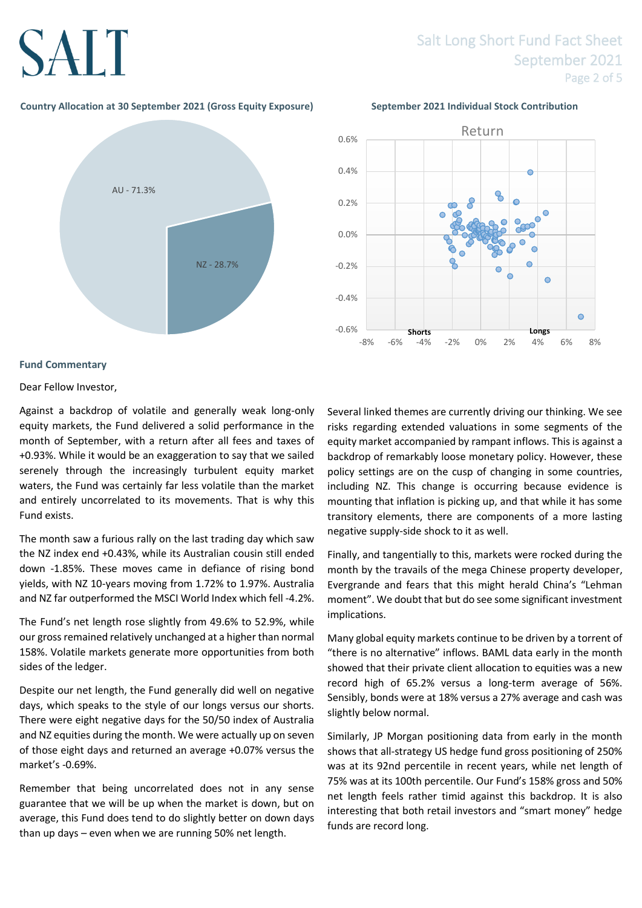### Country Allocation at 30 September 2021 (Gross Equity Exposure)

AU - 71.3%

NZ - 28.7%

### September 2021 Individual Stock Contribution

Return

0.6%
0.4%
0.2%
0.0%
-0.2%
-0.4%
-0.6%

Shorts

Longs

-8% -6% -4% -2% 0% 2% 4% 6% 8%

### Fund Commentary

Dear Fellow Investor,

Against a backdrop of volatile and generally weak long-only equity markets, the Fund delivered a solid performance in the month of September, with a return after all fees and taxes of +0.93%. While it would be an exaggeration to say that we sailed serenely through the increasingly turbulent equity market waters, the Fund was certainly far less volatile than the market and entirely uncorrelated to its movements. That is why this Fund exists.

The month saw a furious rally on the last trading day which saw the NZ index end +0.43%, while its Australian cousin still ended down -1.85%. These moves came in defiance of rising bond yields, with NZ 10-years moving from 1.72% to 1.97%. Australia and NZ far outperformed the MSCI World Index which fell -4.2%.

The Fund's net length rose slightly from 49.6% to 52.9%, while our gross remained relatively unchanged at a higher than normal 158%. Volatile markets generate more opportunities from both sides of the ledger.

Despite our net length, the Fund generally did well on negative days, which speaks to the style of our longs versus our shorts. There were eight negative days for the 50/50 index of Australia and NZ equities during the month. We were actually up on seven of those eight days and returned an average +0.07% versus the market's -0.69%.

Remember that being uncorrelated does not in any sense guarantee that we will be up when the market is down, but on average, this Fund does tend to do slightly better on down days than up days – even when we are running 50% net length.

Several linked themes are currently driving our thinking. We see risks regarding extended valuations in some segments of the equity market accompanied by rampant inflows. This is against a backdrop of remarkably loose monetary policy. However, these policy settings are on the cusp of changing in some countries, including NZ. This change is occurring because evidence is mounting that inflation is picking up, and that while it has some transitory elements, there are components of a more lasting negative supply-side shock to it as well.

Finally, and tangentially to this, markets were rocked during the month by the travails of the mega Chinese property developer, Evergrande and fears that this might herald China's "Lehman moment". We doubt that but do see some significant investment implications.

Many global equity markets continue to be driven by a torrent of "there is no alternative" inflows. BAML data early in the month showed that their private client allocation to equities was a new record high of 65.2% versus a long-term average of 56%. Sensibly, bonds were at 18% versus a 27% average and cash was slightly below normal.

Similarly, JP Morgan positioning data from early in the month shows that all-strategy US hedge fund gross positioning of 250% was at its 92nd percentile in recent years, while net length of 75% was at its 100th percentile. Our Fund's 158% gross and 50% net length feels rather timid against this backdrop. It is also interesting that both retail investors and "smart money" hedge funds are record long.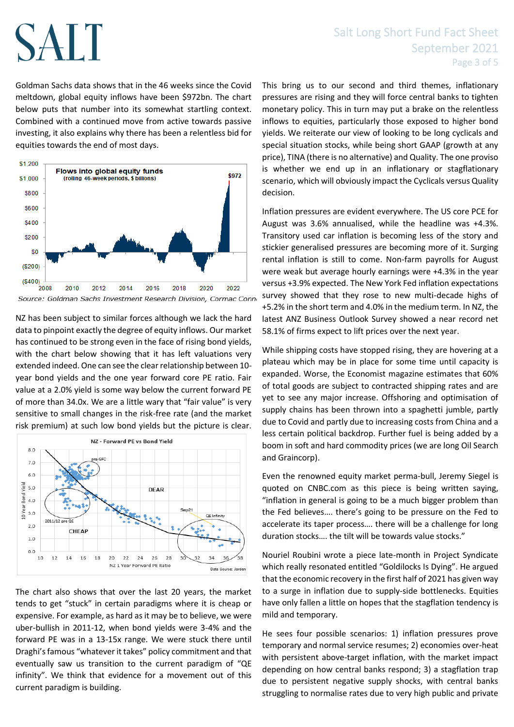Goldman Sachs data shows that in the 46 weeks since the Covid meltdown, global equity inflows have been $972bn. The chart below puts that number into its somewhat startling context. Combined with a continued move from active towards passive investing, it also explains why there has been a relentless bid for equities towards the end of most days.

Flows into global equity funds
(rolling 46-week periods, $ billions)

$972

$1,200
$1,000
$800
$600
$400
$200
$0
($200)
($400)

2008 2010 2012 2014 2016 2018 2020 2022

Source: Goldman Sachs Investment Research Division, Cormac Conn

NZ has been subject to similar forces although we lack the hard data to pinpoint exactly the degree of equity inflows. Our market has continued to be strong even in the face of rising bond yields, with the chart below showing that it has left valuations very extended indeed. One can see the clear relationship between 10-year bond yields and the one year forward core PE ratio. Fair value at a 2.0% yield is some way below the current forward PE of more than 34.0x. We are a little wary that "fair value" is very sensitive to small changes in the risk-free rate (and the market risk premium) at such low bond yields but the picture is clear.

NZ - Forward PE vs Bond Yield

10 Year Bond Yield

8.0
7.0
6.0
5.0
4.0
3.0
2.0
1.0
0.0

10 12 14 16 18 20 22 24 26 28 30 32 34 36 38

NZ 1 Year Forward PE Ratio

pre GFC
DEAR
Sep21
QE Infinity
2011/12 pre QE
CHEAP

Data Source: Jarden

The chart also shows that over the last 20 years, the market tends to get "stuck" in certain paradigms where it is cheap or expensive. For example, as hard as it may be to believe, we were uber-bullish in 2011-12, when bond yields were 3-4% and the forward PE was in a 13-15x range. We were stuck there until Draghi's famous "whatever it takes" policy commitment and that eventually saw us transition to the current paradigm of "QE infinity". We think that evidence for a movement out of this current paradigm is building.

This bring us to our second and third themes, inflationary pressures are rising and they will force central banks to tighten monetary policy. This in turn may put a brake on the relentless inflows to equities, particularly those exposed to higher bond yields. We reiterate our view of looking to be long cyclicals and special situation stocks, while being short GAAP (growth at any price), TINA (there is no alternative) and Quality. The one proviso is whether we end up in an inflationary or stagflationary scenario, which will obviously impact the Cyclicals versus Quality decision.

Inflation pressures are evident everywhere. The US core PCE for August was 3.6% annualised, while the headline was +4.3%. Transitory used car inflation is becoming less of the story and stickier generalised pressures are becoming more of it. Surging rental inflation is still to come. Non-farm payrolls for August were weak but average hourly earnings were +4.3% in the year versus +3.9% expected. The New York Fed inflation expectations survey showed that they rose to new multi-decade highs of +5.2% in the short term and 4.0% in the medium term. In NZ, the latest ANZ Business Outlook Survey showed a near record net 58.1% of firms expect to lift prices over the next year.

While shipping costs have stopped rising, they are hovering at a plateau which may be in place for some time until capacity is expanded. Worse, the Economist magazine estimates that 60% of total goods are subject to contracted shipping rates and are yet to see any major increase. Offshoring and optimisation of supply chains has been thrown into a spaghetti jumble, partly due to Covid and partly due to increasing costs from China and a less certain political backdrop. Further fuel is being added by a boom in soft and hard commodity prices (we are long Oil Search and Graincorp).

Even the renowned equity market perma-bull, Jeremy Siegel is quoted on CNBC.com as this piece is being written saying, "inflation in general is going to be a much bigger problem than the Fed believes…. there's going to be pressure on the Fed to accelerate its taper process…. there will be a challenge for long duration stocks…. the tilt will be towards value stocks."

Nouriel Roubini wrote a piece late-month in Project Syndicate which really resonated entitled "Goldilocks Is Dying". He argued that the economic recovery in the first half of 2021 has given way to a surge in inflation due to supply-side bottlenecks. Equities have only fallen a little on hopes that the stagflation tendency is mild and temporary.

He sees four possible scenarios: 1) inflation pressures prove temporary and normal service resumes; 2) economies over-heat with persistent above-target inflation, with the market impact depending on how central banks respond; 3) a stagflation trap due to persistent negative supply shocks, with central banks struggling to normalise rates due to very high public and private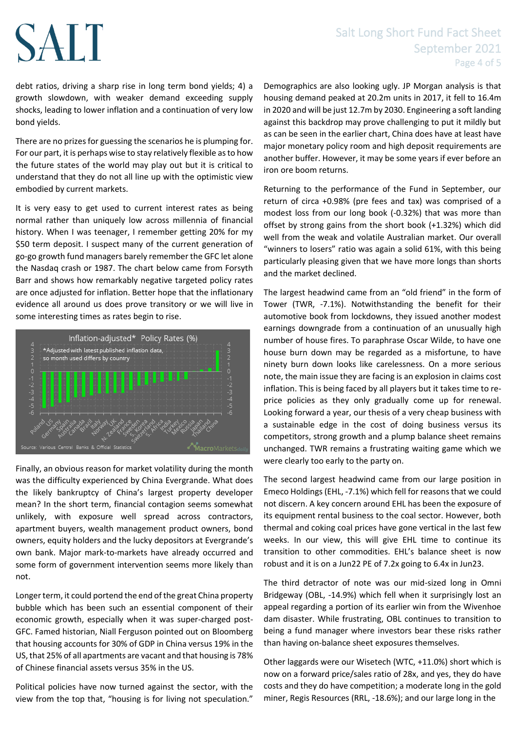debt ratios, driving a sharp rise in long term bond yields; 4) a growth slowdown, with weaker demand exceeding supply shocks, leading to lower inflation and a continuation of very low bond yields.

There are no prizes for guessing the scenarios he is plumping for. For our part, it is perhaps wise to stay relatively flexible as to how the future states of the world may play out but it is critical to understand that they do not all line up with the optimistic view embodied by current markets.

It is very easy to get used to current interest rates as being normal rather than uniquely low across millennia of financial history. When I was teenager, I remember getting 20% for my $50 term deposit. I suspect many of the current generation of go-go growth fund managers barely remember the GFC let alone the Nasdaq crash or 1987. The chart below came from Forsyth Barr and shows how remarkably negative targeted policy rates are once adjusted for inflation. Better hope that the inflationary evidence all around us does prove transitory or we will live in some interesting times as rates begin to rise.

Inflation-adjusted* Policy Rates (%)

*Adjusted with latest published inflation data, so month used differs by country

4
3
2
1
0
-1
-2
-3
-4
-5
-6

Poland, US, Germany, Spain, Australia, Canada, Brazil, Italy, Norway, UK, N. Zealand, France, Sweden, S. Korea, Switzerland, S. Africa, India, Turkey, Mexico, Russia, Japan, Thailand, China

Source: Various Central Banks & Official Statistics

MacroMarkets daily

Finally, an obvious reason for market volatility during the month was the difficulty experienced by China Evergrande. What does the likely bankruptcy of China's largest property developer mean? In the short term, financial contagion seems somewhat unlikely, with exposure well spread across contractors, apartment buyers, wealth management product owners, bond owners, equity holders and the lucky depositors at Evergrande's own bank. Major mark-to-markets have already occurred and some form of government intervention seems more likely than not.

Longer term, it could portend the end of the great China property bubble which has been such an essential component of their economic growth, especially when it was super-charged post-GFC. Famed historian, Niall Ferguson pointed out on Bloomberg that housing accounts for 30% of GDP in China versus 19% in the US, that 25% of all apartments are vacant and that housing is 78% of Chinese financial assets versus 35% in the US.

Political policies have now turned against the sector, with the view from the top that, "housing is for living not speculation." Demographics are also looking ugly. JP Morgan analysis is that housing demand peaked at 20.2m units in 2017, it fell to 16.4m in 2020 and will be just 12.7m by 2030. Engineering a soft landing against this backdrop may prove challenging to put it mildly but as can be seen in the earlier chart, China does have at least have major monetary policy room and high deposit requirements are another buffer. However, it may be some years if ever before an iron ore boom returns.

Returning to the performance of the Fund in September, our return of circa +0.98% (pre fees and tax) was comprised of a modest loss from our long book (-0.32%) that was more than offset by strong gains from the short book (+1.32%) which did well from the weak and volatile Australian market. Our overall "winners to losers" ratio was again a solid 61%, with this being particularly pleasing given that we have more longs than shorts and the market declined.

The largest headwind came from an "old friend" in the form of Tower (TWR, -7.1%). Notwithstanding the benefit for their automotive book from lockdowns, they issued another modest earnings downgrade from a continuation of an unusually high number of house fires. To paraphrase Oscar Wilde, to have one house burn down may be regarded as a misfortune, to have ninety burn down looks like carelessness. On a more serious note, the main issue they are facing is an explosion in claims cost inflation. This is being faced by all players but it takes time to re-price policies as they only gradually come up for renewal. Looking forward a year, our thesis of a very cheap business with a sustainable edge in the cost of doing business versus its competitors, strong growth and a plump balance sheet remains unchanged. TWR remains a frustrating waiting game which we were clearly too early to the party on.

The second largest headwind came from our large position in Emeco Holdings (EHL, -7.1%) which fell for reasons that we could not discern. A key concern around EHL has been the exposure of its equipment rental business to the coal sector. However, both thermal and coking coal prices have gone vertical in the last few weeks. In our view, this will give EHL time to continue its transition to other commodities. EHL's balance sheet is now robust and it is on a Jun22 PE of 7.2x going to 6.4x in Jun23.

The third detractor of note was our mid-sized long in Omni Bridgeway (OBL, -14.9%) which fell when it surprisingly lost an appeal regarding a portion of its earlier win from the Wivenhoe dam disaster. While frustrating, OBL continues to transition to being a fund manager where investors bear these risks rather than having on-balance sheet exposures themselves.

Other laggards were our Wisetech (WTC, +11.0%) short which is now on a forward price/sales ratio of 28x, and yes, they do have costs and they do have competition; a moderate long in the gold miner, Regis Resources (RRL, -18.6%); and our large long in the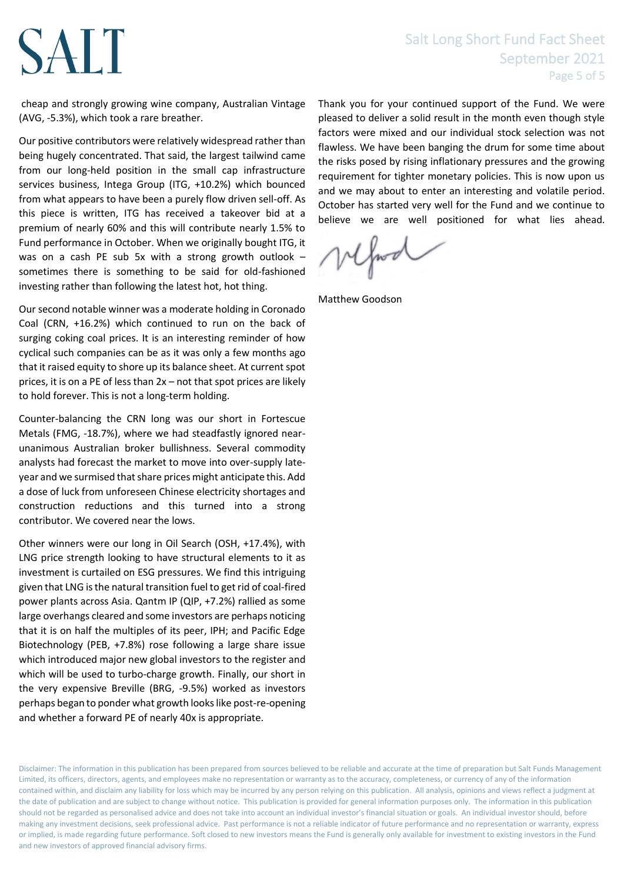cheap and strongly growing wine company, Australian Vintage (AVG, -5.3%), which took a rare breather.

Our positive contributors were relatively widespread rather than being hugely concentrated. That said, the largest tailwind came from our long-held position in the small cap infrastructure services business, Intega Group (ITG, +10.2%) which bounced from what appears to have been a purely flow driven sell-off. As this piece is written, ITG has received a takeover bid at a premium of nearly 60% and this will contribute nearly 1.5% to Fund performance in October. When we originally bought ITG, it was on a cash PE sub 5x with a strong growth outlook – sometimes there is something to be said for old-fashioned investing rather than following the latest hot, hot thing.

Our second notable winner was a moderate holding in Coronado Coal (CRN, +16.2%) which continued to run on the back of surging coking coal prices. It is an interesting reminder of how cyclical such companies can be as it was only a few months ago that it raised equity to shore up its balance sheet. At current spot prices, it is on a PE of less than 2x – not that spot prices are likely to hold forever. This is not a long-term holding.

Counter-balancing the CRN long was our short in Fortescue Metals (FMG, -18.7%), where we had steadfastly ignored near-unanimous Australian broker bullishness. Several commodity analysts had forecast the market to move into over-supply late-year and we surmised that share prices might anticipate this. Add a dose of luck from unforeseen Chinese electricity shortages and construction reductions and this turned into a strong contributor. We covered near the lows.

Other winners were our long in Oil Search (OSH, +17.4%), with LNG price strength looking to have structural elements to it as investment is curtailed on ESG pressures. We find this intriguing given that LNG is the natural transition fuel to get rid of coal-fired power plants across Asia. Qantm IP (QIP, +7.2%) rallied as some large overhangs cleared and some investors are perhaps noticing that it is on half the multiples of its peer, IPH; and Pacific Edge Biotechnology (PEB, +7.8%) rose following a large share issue which introduced major new global investors to the register and which will be used to turbo-charge growth. Finally, our short in the very expensive Breville (BRG, -9.5%) worked as investors perhaps began to ponder what growth looks like post-re-opening and whether a forward PE of nearly 40x is appropriate.

Thank you for your continued support of the Fund. We were pleased to deliver a solid result in the month even though style factors were mixed and our individual stock selection was not flawless. We have been banging the drum for some time about the risks posed by rising inflationary pressures and the growing requirement for tighter monetary policies. This is now upon us and we may about to enter an interesting and volatile period. October has started very well for the Fund and we continue to believe we are well positioned for what lies ahead.

Matthew Goodson

Disclaimer: The information in this publication has been prepared from sources believed to be reliable and accurate at the time of preparation but Salt Funds Management Limited, its officers, directors, agents, and employees make no representation or warranty as to the accuracy, completeness, or currency of any of the information contained within, and disclaim any liability for loss which may be incurred by any person relying on this publication. All analysis, opinions and views reflect a judgment at the date of publication and are subject to change without notice. This publication is provided for general information purposes only. The information in this publication should not be regarded as personalised advice and does not take into account an individual investor's financial situation or goals. An individual investor should, before making any investment decisions, seek professional advice. Past performance is not a reliable indicator of future performance and no representation or warranty, express or implied, is made regarding future performance. Soft closed to new investors means the Fund is generally only available for investment to existing investors in the Fund and new investors of approved financial advisory firms.